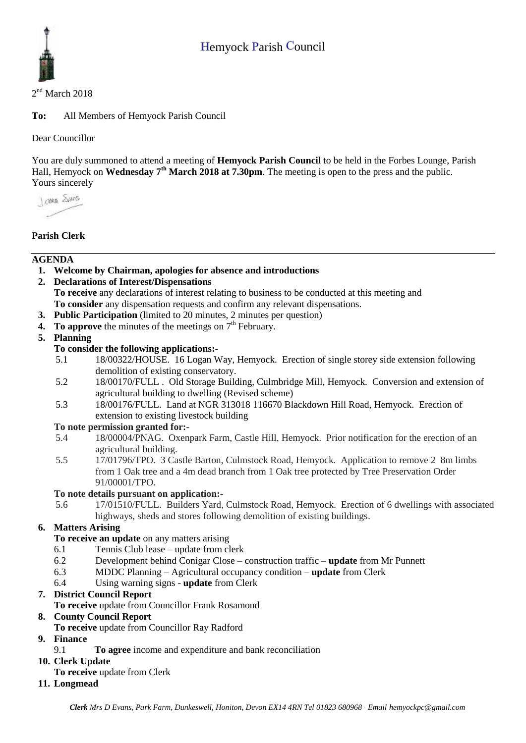# Hemyock Parish Council

2nd March 2018

**To:** All Members of Hemyock Parish Council

Dear Councillor

You are duly summoned to attend a meeting of **Hemyock Parish Council** to be held in the Forbes Lounge, Parish Hall, Hemyock on **Wednesday 7th March 2018 at 7.30pm**. The meeting is open to the press and the public.
Yours sincerely

**Parish Clerk**

## AGENDA

1. **Welcome by Chairman, apologies for absence and introductions**
2. **Declarations of Interest/Dispensations**
   **To receive** any declarations of interest relating to business to be conducted at this meeting and
   **To consider** any dispensation requests and confirm any relevant dispensations.
3. **Public Participation** (limited to 20 minutes, 2 minutes per question)
4. **To approve** the minutes of the meetings on 7th February.
5. **Planning**
   **To consider the following applications:-**
   - 5.1 18/00322/HOUSE. 16 Logan Way, Hemyock. Erection of single storey side extension following demolition of existing conservatory.
   - 5.2 18/00170/FULL . Old Storage Building, Culmbridge Mill, Hemyock. Conversion and extension of agricultural building to dwelling (Revised scheme)
   - 5.3 18/00176/FULL. Land at NGR 313018 116670 Blackdown Hill Road, Hemyock. Erection of extension to existing livestock building

   **To note permission granted for:-**
   - 5.4 18/00004/PNAG. Oxenpark Farm, Castle Hill, Hemyock. Prior notification for the erection of an agricultural building.
   - 5.5 17/01796/TPO. 3 Castle Barton, Culmstock Road, Hemyock. Application to remove 2 8m limbs from 1 Oak tree and a 4m dead branch from 1 Oak tree protected by Tree Preservation Order 91/00001/TPO.

   **To note details pursuant on application:-**
   - 5.6 17/01510/FULL. Builders Yard, Culmstock Road, Hemyock. Erection of 6 dwellings with associated highways, sheds and stores following demolition of existing buildings.
6. **Matters Arising**
   **To receive an update** on any matters arising
   - 6.1 Tennis Club lease – update from clerk
   - 6.2 Development behind Conigar Close – construction traffic – **update** from Mr Punnett
   - 6.3 MDDC Planning – Agricultural occupancy condition – **update** from Clerk
   - 6.4 Using warning signs - **update** from Clerk
7. **District Council Report**
   **To receive** update from Councillor Frank Rosamond
8. **County Council Report**
   **To receive** update from Councillor Ray Radford
9. **Finance**
   - 9.1 **To agree** income and expenditure and bank reconciliation
10. **Clerk Update**
    **To receive** update from Clerk
11. **Longmead**

*Clerk Mrs D Evans, Park Farm, Dunkeswell, Honiton, Devon EX14 4RN Tel 01823 680968 Email hemyockpc@gmail.com*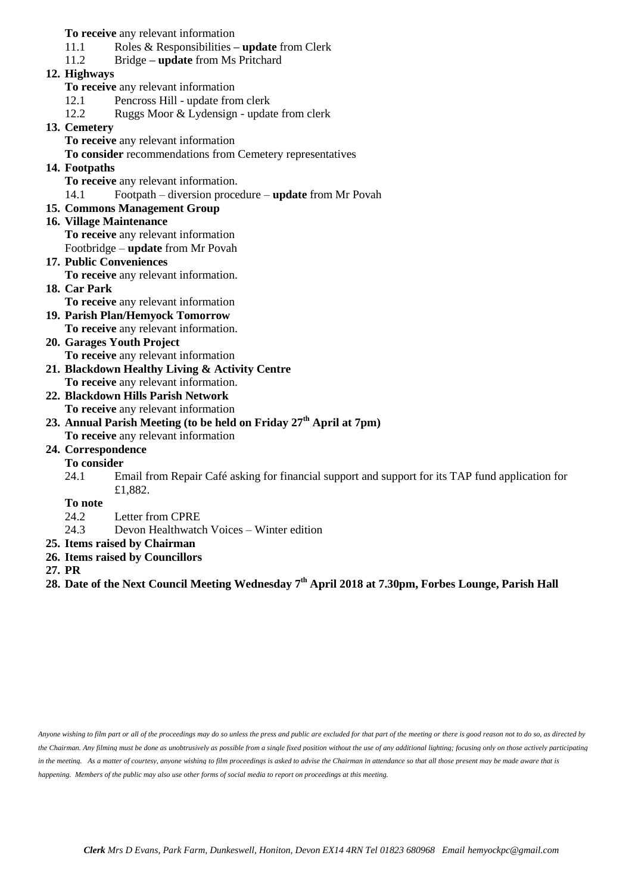**To receive** any relevant information

11.1 Roles & Responsibilities **– update** from Clerk

11.2 Bridge **– update** from Ms Pritchard

**12. Highways**

**To receive** any relevant information

12.1 Pencross Hill - update from clerk

12.2 Ruggs Moor & Lydensign - update from clerk

**13. Cemetery**

**To receive** any relevant information

**To consider** recommendations from Cemetery representatives

**14. Footpaths**

**To receive** any relevant information.

14.1 Footpath – diversion procedure – **update** from Mr Povah

**15. Commons Management Group**

**16. Village Maintenance**

**To receive** any relevant information

Footbridge – **update** from Mr Povah

**17. Public Conveniences**

**To receive** any relevant information.

**18. Car Park**

**To receive** any relevant information

**19. Parish Plan/Hemyock Tomorrow**

**To receive** any relevant information.

**20. Garages Youth Project**

**To receive** any relevant information

**21. Blackdown Healthy Living & Activity Centre**

**To receive** any relevant information.

**22. Blackdown Hills Parish Network**

**To receive** any relevant information

**23. Annual Parish Meeting (to be held on Friday 27th April at 7pm)**

**To receive** any relevant information

**24. Correspondence**

**To consider**

24.1 Email from Repair Café asking for financial support and support for its TAP fund application for £1,882.

**To note**

24.2 Letter from CPRE

24.3 Devon Healthwatch Voices – Winter edition

**25. Items raised by Chairman**

**26. Items raised by Councillors**

**27. PR**

**28. Date of the Next Council Meeting Wednesday 7th April 2018 at 7.30pm, Forbes Lounge, Parish Hall**

*Anyone wishing to film part or all of the proceedings may do so unless the press and public are excluded for that part of the meeting or there is good reason not to do so, as directed by the Chairman. Any filming must be done as unobtrusively as possible from a single fixed position without the use of any additional lighting; focusing only on those actively participating in the meeting. As a matter of courtesy, anyone wishing to film proceedings is asked to advise the Chairman in attendance so that all those present may be made aware that is happening. Members of the public may also use other forms of social media to report on proceedings at this meeting.*

***Clerk** Mrs D Evans, Park Farm, Dunkeswell, Honiton, Devon EX14 4RN Tel 01823 680968 Email hemyockpc@gmail.com*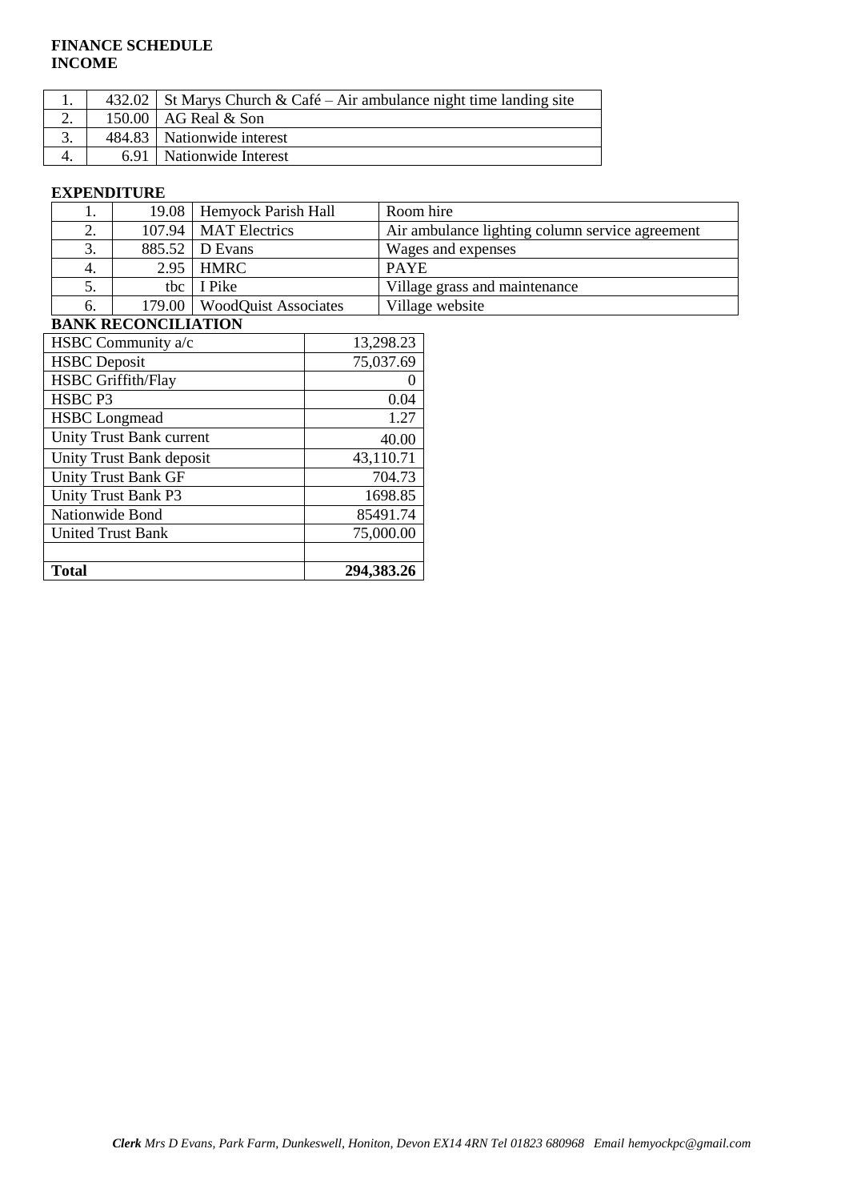**FINANCE SCHEDULE**
**INCOME**

| | | |
|---|---|---|
| 1. | 432.02 | St Marys Church & Café – Air ambulance night time landing site |
| 2. | 150.00 | AG Real & Son |
| 3. | 484.83 | Nationwide interest |
| 4. | 6.91 | Nationwide Interest |

**EXPENDITURE**

| | | | |
|---|---|---|---|
| 1. | 19.08 | Hemyock Parish Hall | Room hire |
| 2. | 107.94 | MAT Electrics | Air ambulance lighting column service agreement |
| 3. | 885.52 | D Evans | Wages and expenses |
| 4. | 2.95 | HMRC | PAYE |
| 5. | tbc | I Pike | Village grass and maintenance |
| 6. | 179.00 | WoodQuist Associates | Village website |

**BANK RECONCILIATION**

| | |
|---|---|
| HSBC Community a/c | 13,298.23 |
| HSBC Deposit | 75,037.69 |
| HSBC Griffith/Flay | 0 |
| HSBC P3 | 0.04 |
| HSBC Longmead | 1.27 |
| Unity Trust Bank current | 40.00 |
| Unity Trust Bank deposit | 43,110.71 |
| Unity Trust Bank GF | 704.73 |
| Unity Trust Bank P3 | 1698.85 |
| Nationwide Bond | 85491.74 |
| United Trust Bank | 75,000.00 |
| | |
| **Total** | **294,383.26** |

***Clerk** Mrs D Evans, Park Farm, Dunkeswell, Honiton, Devon EX14 4RN Tel 01823 680968 Email hemyockpc@gmail.com*